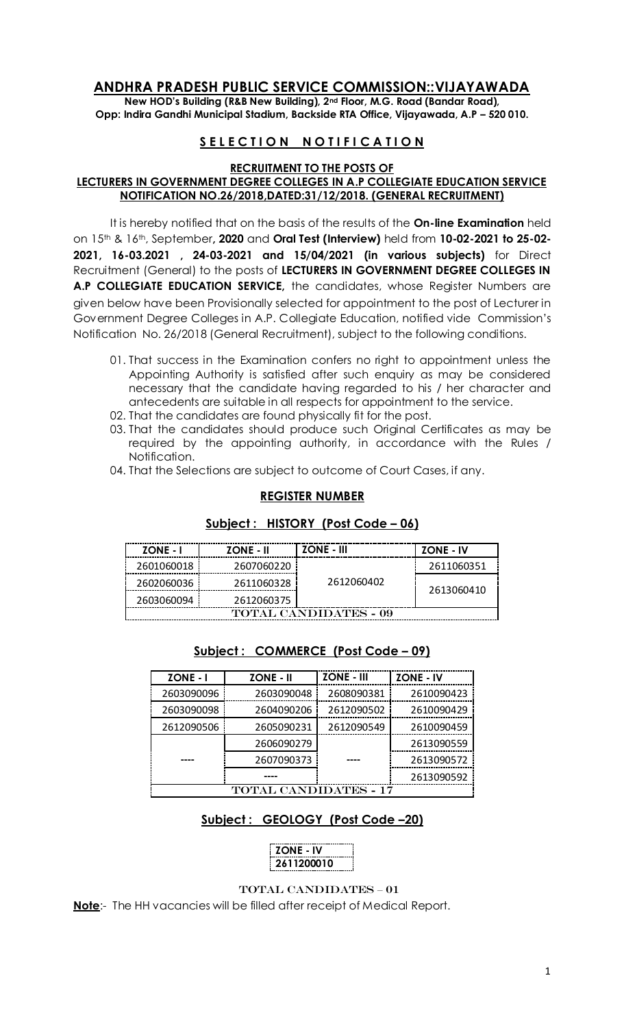# ANDHRA PRADESH PUBLIC SERVICE COMMISSION::VIJAYAWADA

**New HOD's Building (R&B New Building), 2nd Floor, M.G. Road (Bandar Road), Opp: Indira Gandhi Municipal Stadium, Backside RTA Office, Vijayawada, A.P – 520 010.**

## S E L E C T I O N   N O T I F I C A T I O N

**RECRUITMENT TO THE POSTS OF**
**LECTURERS IN GOVERNMENT DEGREE COLLEGES IN A.P COLLEGIATE EDUCATION SERVICE NOTIFICATION NO.26/2018,DATED:31/12/2018. (GENERAL RECRUITMENT)**

It is hereby notified that on the basis of the results of the **On-line Examination** held on 15th & 16th, September**, 2020** and **Oral Test (Interview)** held from **10-02-2021 to 25-02-2021, 16-03.2021 , 24-03-2021 and 15/04/2021 (in various subjects)** for Direct Recruitment (General) to the posts of **LECTURERS IN GOVERNMENT DEGREE COLLEGES IN A.P COLLEGIATE EDUCATION SERVICE,** the candidates, whose Register Numbers are given below have been Provisionally selected for appointment to the post of Lecturer in Government Degree Colleges in A.P. Collegiate Education, notified vide Commission's Notification No. 26/2018 (General Recruitment), subject to the following conditions.

01. That success in the Examination confers no right to appointment unless the Appointing Authority is satisfied after such enquiry as may be considered necessary that the candidate having regarded to his / her character and antecedents are suitable in all respects for appointment to the service.
02. That the candidates are found physically fit for the post.
03. That the candidates should produce such Original Certificates as may be required by the appointing authority, in accordance with the Rules / Notification.
04. That the Selections are subject to outcome of Court Cases, if any.

### REGISTER NUMBER

### Subject : HISTORY (Post Code – 06)

| ZONE - I | ZONE - II | ZONE - III | ZONE - IV |
|---|---|---|---|
| 2601060018 | 2607060220 | 2612060402 | 2611060351 |
| 2602060036 | 2611060328 | | 2613060410 |
| 2603060094 | 2612060375 | | |
| TOTAL CANDIDATES - 09 | | | |

### Subject : COMMERCE (Post Code – 09)

| ZONE - I | ZONE - II | ZONE - III | ZONE - IV |
|---|---|---|---|
| 2603090096 | 2603090048 | 2608090381 | 2610090423 |
| 2603090098 | 2604090206 | 2612090502 | 2610090429 |
| 2612090506 | 2605090231 | 2612090549 | 2610090459 |
| ---- | 2606090279 | ---- | 2613090559 |
| | 2607090373 | | 2613090572 |
| | ---- | | 2613090592 |
| TOTAL CANDIDATES - 17 | | | |

### Subject : GEOLOGY (Post Code –20)

| ZONE - IV |
|---|
| 2611200010 |

TOTAL CANDIDATES – 01

**Note**:- The HH vacancies will be filled after receipt of Medical Report.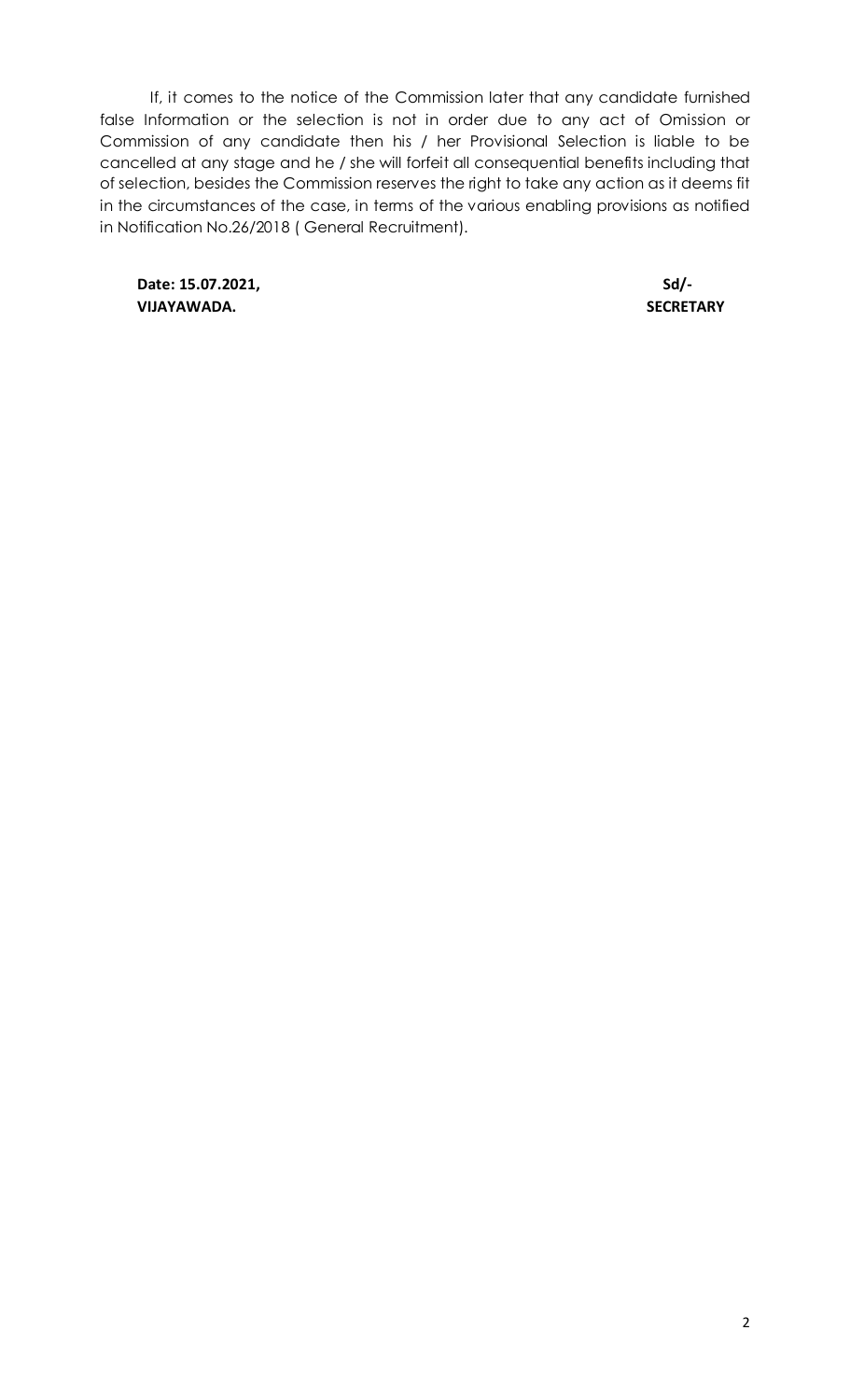If, it comes to the notice of the Commission later that any candidate furnished false Information or the selection is not in order due to any act of Omission or Commission of any candidate then his / her Provisional Selection is liable to be cancelled at any stage and he / she will forfeit all consequential benefits including that of selection, besides the Commission reserves the right to take any action as it deems fit in the circumstances of the case, in terms of the various enabling provisions as notified in Notification No.26/2018 ( General Recruitment).

**Date: 15.07.2021,** **Sd/-**
**VIJAYAWADA.** **SECRETARY**